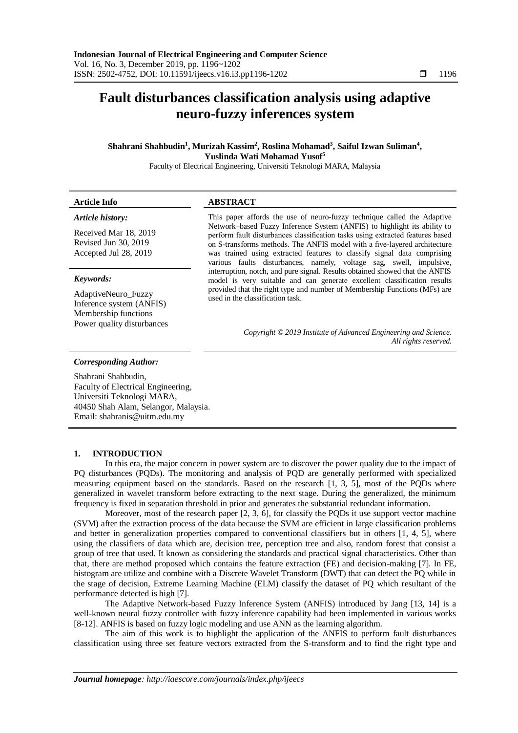# Fault disturbances classification analysis using adaptive neuro-fuzzy inferences system

**Shahrani Shahbudin[1], Murizah Kassim[2], Roslina Mohamad[3], Saiful Izwan Suliman[4], Yuslinda Wati Mohamad Yusof[5]**

Faculty of Electrical Engineering, Universiti Teknologi MARA, Malaysia

**Article Info**

*Article history:*

Received Mar 18, 2019
Revised Jun 30, 2019
Accepted Jul 28, 2019

*Keywords:*

AdaptiveNeuro_Fuzzy Inference system (ANFIS)
Membership functions
Power quality disturbances

**ABSTRACT**

This paper affords the use of neuro-fuzzy technique called the Adaptive Network–based Fuzzy Inference System (ANFIS) to highlight its ability to perform fault disturbances classification tasks using extracted features based on S-transforms methods. The ANFIS model with a five-layered architecture was trained using extracted features to classify signal data comprising various faults disturbances, namely, voltage sag, swell, impulsive, interruption, notch, and pure signal. Results obtained showed that the ANFIS model is very suitable and can generate excellent classification results provided that the right type and number of Membership Functions (MFs) are used in the classification task.

*Copyright © 2019 Institute of Advanced Engineering and Science. All rights reserved.*

*Corresponding Author:*

Shahrani Shahbudin,
Faculty of Electrical Engineering,
Universiti Teknologi MARA,
40450 Shah Alam, Selangor, Malaysia.
Email: shahranis@uitm.edu.my

## 1. INTRODUCTION

In this era, the major concern in power system are to discover the power quality due to the impact of PQ disturbances (PQDs). The monitoring and analysis of PQD are generally performed with specialized measuring equipment based on the standards. Based on the research [1, 3, 5], most of the PQDs where generalized in wavelet transform before extracting to the next stage. During the generalized, the minimum frequency is fixed in separation threshold in prior and generates the substantial redundant information.

Moreover, most of the research paper [2, 3, 6], for classify the PQDs it use support vector machine (SVM) after the extraction process of the data because the SVM are efficient in large classification problems and better in generalization properties compared to conventional classifiers but in others [1, 4, 5], where using the classifiers of data which are, decision tree, perception tree and also, random forest that consist a group of tree that used. It known as considering the standards and practical signal characteristics. Other than that, there are method proposed which contains the feature extraction (FE) and decision-making [7]. In FE, histogram are utilize and combine with a Discrete Wavelet Transform (DWT) that can detect the PQ while in the stage of decision, Extreme Learning Machine (ELM) classify the dataset of PQ which resultant of the performance detected is high [7].

The Adaptive Network-based Fuzzy Inference System (ANFIS) introduced by Jang [13, 14] is a well-known neural fuzzy controller with fuzzy inference capability had been implemented in various works [8-12]. ANFIS is based on fuzzy logic modeling and use ANN as the learning algorithm.

The aim of this work is to highlight the application of the ANFIS to perform fault disturbances classification using three set feature vectors extracted from the S-transform and to find the right type and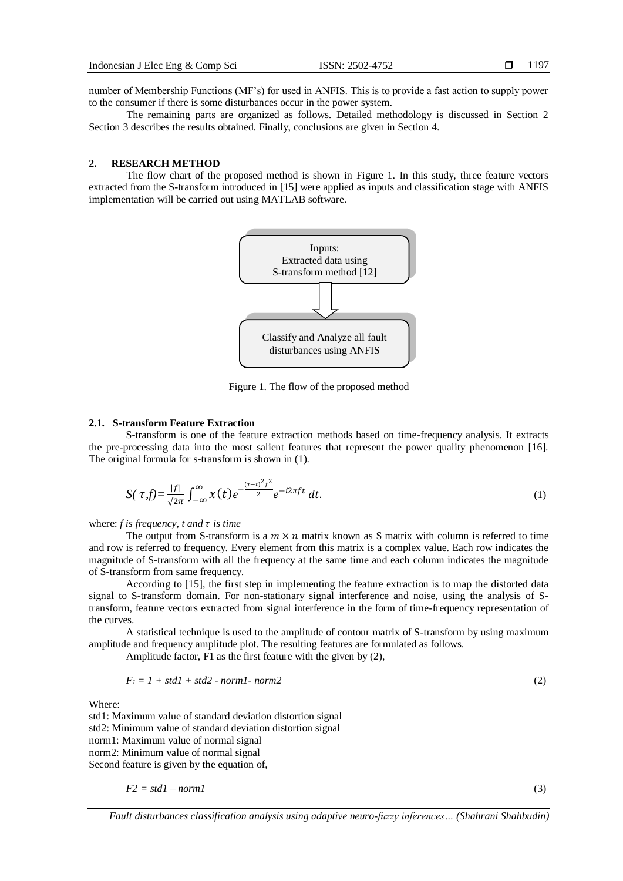number of Membership Functions (MF's) for used in ANFIS. This is to provide a fast action to supply power to the consumer if there is some disturbances occur in the power system.

The remaining parts are organized as follows. Detailed methodology is discussed in Section 2 Section 3 describes the results obtained. Finally, conclusions are given in Section 4.

## 2. RESEARCH METHOD

The flow chart of the proposed method is shown in Figure 1. In this study, three feature vectors extracted from the S-transform introduced in [15] were applied as inputs and classification stage with ANFIS implementation will be carried out using MATLAB software.

Inputs: Extracted data using S-transform method [12]

Classify and Analyze all fault disturbances using ANFIS

Figure 1. The flow of the proposed method

### 2.1. S-transform Feature Extraction

S-transform is one of the feature extraction methods based on time-frequency analysis. It extracts the pre-processing data into the most salient features that represent the power quality phenomenon [16]. The original formula for s-transform is shown in (1).

$$S(\tau,f)=\frac{|f|}{\sqrt{2\pi}}\int_{-\infty}^{\infty}x(t)e^{-\frac{(\tau-t)^2f^2}{2}}e^{-i2\pi ft}\,dt. \tag{1}$$

where: *f is frequency, t and $\tau$ is time*

The output from S-transform is a $m \times n$ matrix known as S matrix with column is referred to time and row is referred to frequency. Every element from this matrix is a complex value. Each row indicates the magnitude of S-transform with all the frequency at the same time and each column indicates the magnitude of S-transform from same frequency.

According to [15], the first step in implementing the feature extraction is to map the distorted data signal to S-transform domain. For non-stationary signal interference and noise, using the analysis of S-transform, feature vectors extracted from signal interference in the form of time-frequency representation of the curves.

A statistical technique is used to the amplitude of contour matrix of S-transform by using maximum amplitude and frequency amplitude plot. The resulting features are formulated as follows.

Amplitude factor, F1 as the first feature with the given by (2),

$$F_1 = 1 + std1 + std2 - norm1 - norm2 \tag{2}$$

Where:
std1: Maximum value of standard deviation distortion signal
std2: Minimum value of standard deviation distortion signal
norm1: Maximum value of normal signal
norm2: Minimum value of normal signal
Second feature is given by the equation of,

$$F2 = std1 - norm1 \tag{3}$$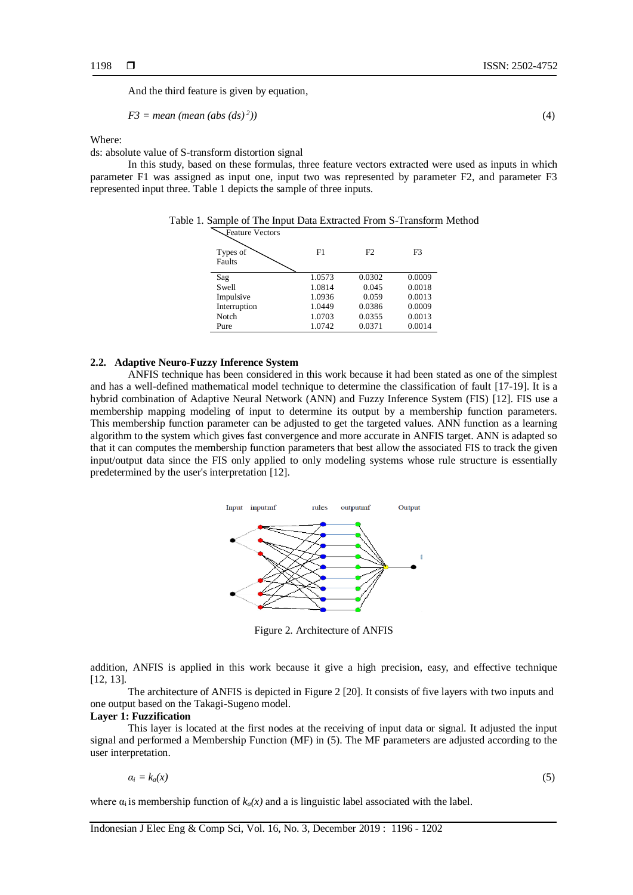And the third feature is given by equation,

$$F3 = mean\ (mean\ (abs\ (ds)^{2})) \tag{4}$$

Where:
ds: absolute value of S-transform distortion signal

In this study, based on these formulas, three feature vectors extracted were used as inputs in which parameter F1 was assigned as input one, input two was represented by parameter F2, and parameter F3 represented input three. Table 1 depicts the sample of three inputs.

Table 1. Sample of The Input Data Extracted From S-Transform Method

| Types of Faults \ Feature Vectors | F1 | F2 | F3 |
|---|---|---|---|
| Sag | 1.0573 | 0.0302 | 0.0009 |
| Swell | 1.0814 | 0.045 | 0.0018 |
| Impulsive | 1.0936 | 0.059 | 0.0013 |
| Interruption | 1.0449 | 0.0386 | 0.0009 |
| Notch | 1.0703 | 0.0355 | 0.0013 |
| Pure | 1.0742 | 0.0371 | 0.0014 |

### 2.2. Adaptive Neuro-Fuzzy Inference System

ANFIS technique has been considered in this work because it had been stated as one of the simplest and has a well-defined mathematical model technique to determine the classification of fault [17-19]. It is a hybrid combination of Adaptive Neural Network (ANN) and Fuzzy Inference System (FIS) [12]. FIS use a membership mapping modeling of input to determine its output by a membership function parameters. This membership function parameter can be adjusted to get the targeted values. ANN function as a learning algorithm to the system which gives fast convergence and more accurate in ANFIS target. ANN is adapted so that it can computes the membership function parameters that best allow the associated FIS to track the given input/output data since the FIS only applied to only modeling systems whose rule structure is essentially predetermined by the user's interpretation [12].

Figure 2. Architecture of ANFIS

addition, ANFIS is applied in this work because it give a high precision, easy, and effective technique [12, 13].

The architecture of ANFIS is depicted in Figure 2 [20]. It consists of five layers with two inputs and one output based on the Takagi-Sugeno model.

**Layer 1: Fuzzification**

This layer is located at the first nodes at the receiving of input data or signal. It adjusted the input signal and performed a Membership Function (MF) in (5). The MF parameters are adjusted according to the user interpretation.

$$\alpha_i = k_a(x) \tag{5}$$

where $\alpha_i$ is membership function of $k_a(x)$ and a is linguistic label associated with the label.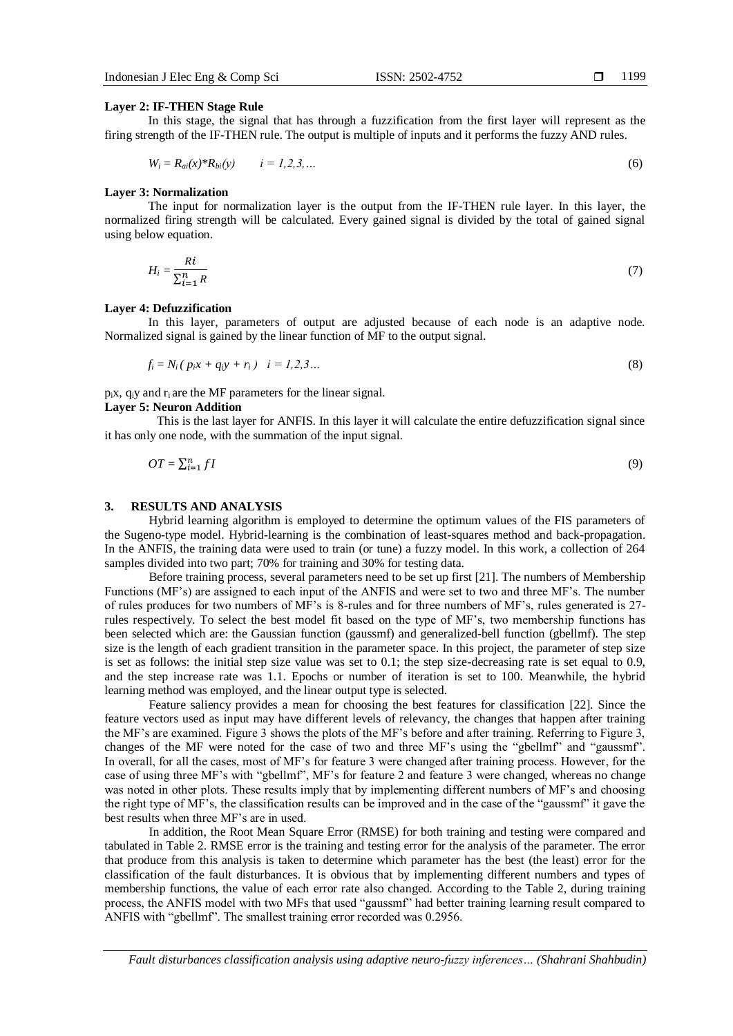**Layer 2: IF-THEN Stage Rule**

In this stage, the signal that has through a fuzzification from the first layer will represent as the firing strength of the IF-THEN rule. The output is multiple of inputs and it performs the fuzzy AND rules.

$$W_i = R_{ai}(x)*R_{bi}(y) \qquad i = 1,2,3,... \tag{6}$$

**Layer 3: Normalization**

The input for normalization layer is the output from the IF-THEN rule layer. In this layer, the normalized firing strength will be calculated. Every gained signal is divided by the total of gained signal using below equation.

$$H_i = \frac{Ri}{\sum_{i=1}^{n} R} \tag{7}$$

**Layer 4: Defuzzification**

In this layer, parameters of output are adjusted because of each node is an adaptive node. Normalized signal is gained by the linear function of MF to the output signal.

$$f_i = N_i\,( p_i x + q_i y + r_i\,) \quad i = 1,2,3... \tag{8}$$

$p_i x$, $q_i y$ and $r_i$ are the MF parameters for the linear signal.

**Layer 5: Neuron Addition**

This is the last layer for ANFIS. In this layer it will calculate the entire defuzzification signal since it has only one node, with the summation of the input signal.

$$OT = \sum_{i=1}^{n} fI \tag{9}$$

## 3. RESULTS AND ANALYSIS

Hybrid learning algorithm is employed to determine the optimum values of the FIS parameters of the Sugeno-type model. Hybrid-learning is the combination of least-squares method and back-propagation. In the ANFIS, the training data were used to train (or tune) a fuzzy model. In this work, a collection of 264 samples divided into two part; 70% for training and 30% for testing data.

Before training process, several parameters need to be set up first [21]. The numbers of Membership Functions (MF's) are assigned to each input of the ANFIS and were set to two and three MF's. The number of rules produces for two numbers of MF's is 8-rules and for three numbers of MF's, rules generated is 27-rules respectively. To select the best model fit based on the type of MF's, two membership functions has been selected which are: the Gaussian function (gaussmf) and generalized-bell function (gbellmf). The step size is the length of each gradient transition in the parameter space. In this project, the parameter of step size is set as follows: the initial step size value was set to 0.1; the step size-decreasing rate is set equal to 0.9, and the step increase rate was 1.1. Epochs or number of iteration is set to 100. Meanwhile, the hybrid learning method was employed, and the linear output type is selected.

Feature saliency provides a mean for choosing the best features for classification [22]. Since the feature vectors used as input may have different levels of relevancy, the changes that happen after training the MF's are examined. Figure 3 shows the plots of the MF's before and after training. Referring to Figure 3, changes of the MF were noted for the case of two and three MF's using the "gbellmf" and "gaussmf". In overall, for all the cases, most of MF's for feature 3 were changed after training process. However, for the case of using three MF's with "gbellmf", MF's for feature 2 and feature 3 were changed, whereas no change was noted in other plots. These results imply that by implementing different numbers of MF's and choosing the right type of MF's, the classification results can be improved and in the case of the "gaussmf" it gave the best results when three MF's are in used.

In addition, the Root Mean Square Error (RMSE) for both training and testing were compared and tabulated in Table 2. RMSE error is the training and testing error for the analysis of the parameter. The error that produce from this analysis is taken to determine which parameter has the best (the least) error for the classification of the fault disturbances. It is obvious that by implementing different numbers and types of membership functions, the value of each error rate also changed. According to the Table 2, during training process, the ANFIS model with two MFs that used "gaussmf" had better training learning result compared to ANFIS with "gbellmf". The smallest training error recorded was 0.2956.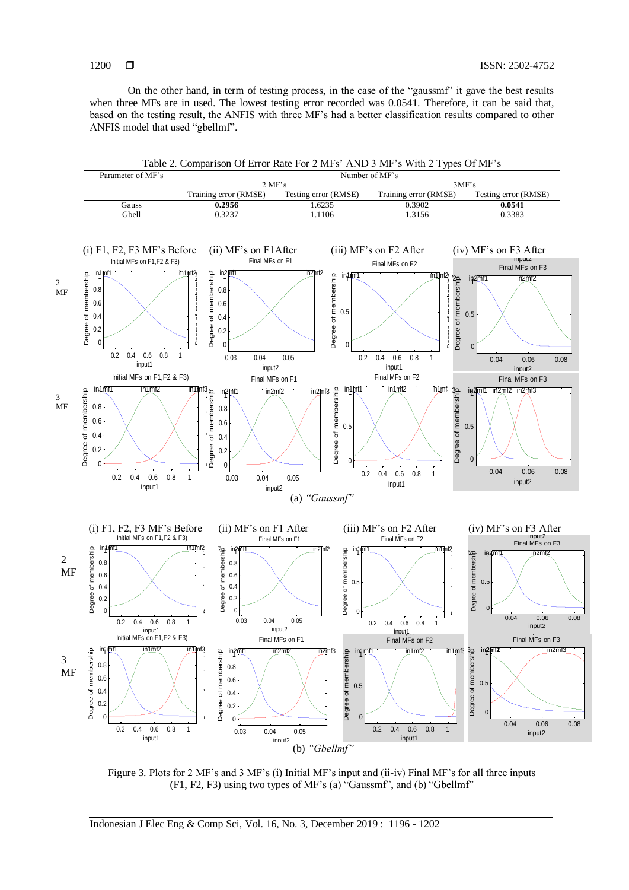On the other hand, in term of testing process, in the case of the "gaussmf" it gave the best results when three MFs are in used. The lowest testing error recorded was 0.0541. Therefore, it can be said that, based on the testing result, the ANFIS with three MF's had a better classification results compared to other ANFIS model that used "gbellmf".

Table 2. Comparison Of Error Rate For 2 MFs' AND 3 MF's With 2 Types Of MF's

| Parameter of MF's | Number of MF's | | | |
|---|---|---|---|---|
| | 2 MF's | | 3MF's | |
| | Training error (RMSE) | Testing error (RMSE) | Training error (RMSE) | Testing error (RMSE) |
| Gauss | **0.2956** | 1.6235 | 0.3902 | **0.0541** |
| Gbell | 0.3237 | 1.1106 | 1.3156 | 0.3383 |

Figure 3. Plots for 2 MF's and 3 MF's (i) Initial MF's input and (ii-iv) Final MF's for all three inputs (F1, F2, F3) using two types of MF's (a) "Gaussmf", and (b) "Gbellmf"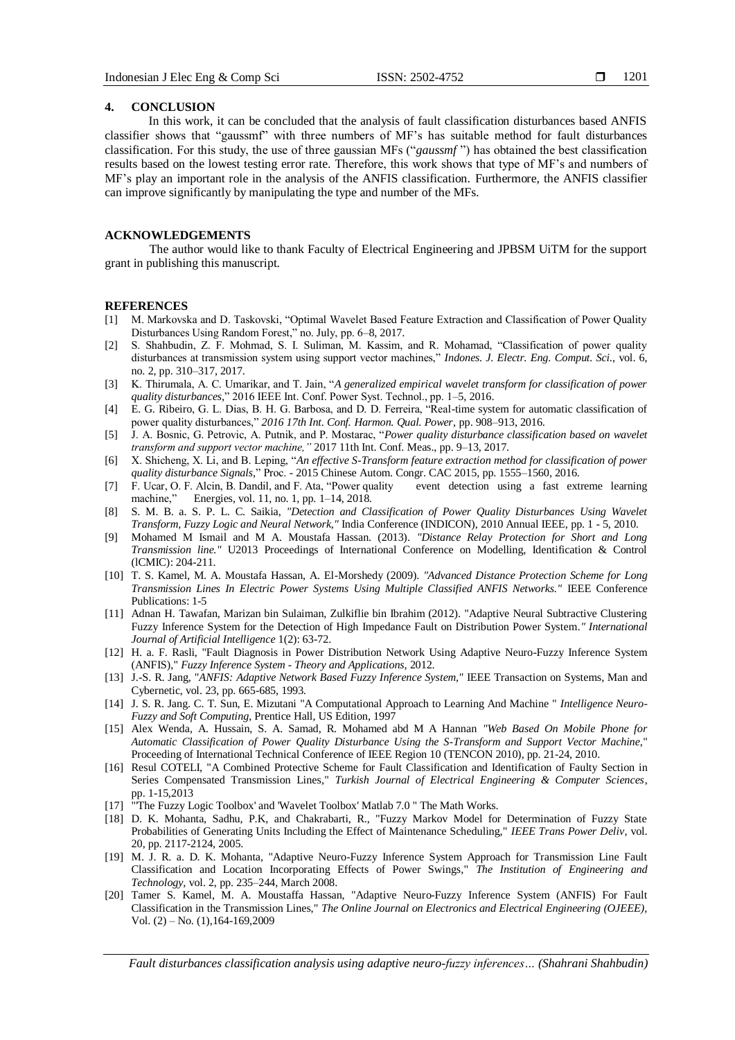## 4. CONCLUSION

In this work, it can be concluded that the analysis of fault classification disturbances based ANFIS classifier shows that "gaussmf" with three numbers of MF's has suitable method for fault disturbances classification. For this study, the use of three gaussian MFs ("*gaussmf* ") has obtained the best classification results based on the lowest testing error rate. Therefore, this work shows that type of MF's and numbers of MF's play an important role in the analysis of the ANFIS classification. Furthermore, the ANFIS classifier can improve significantly by manipulating the type and number of the MFs.

## ACKNOWLEDGEMENTS

The author would like to thank Faculty of Electrical Engineering and JPBSM UiTM for the support grant in publishing this manuscript.

## REFERENCES

[1] M. Markovska and D. Taskovski, "Optimal Wavelet Based Feature Extraction and Classification of Power Quality Disturbances Using Random Forest," no. July, pp. 6–8, 2017.

[2] S. Shahbudin, Z. F. Mohmad, S. I. Suliman, M. Kassim, and R. Mohamad, "Classification of power quality disturbances at transmission system using support vector machines," *Indones. J. Electr. Eng. Comput. Sci.*, vol. 6, no. 2, pp. 310–317, 2017.

[3] K. Thirumala, A. C. Umarikar, and T. Jain, "*A generalized empirical wavelet transform for classification of power quality disturbances*," 2016 IEEE Int. Conf. Power Syst. Technol., pp. 1–5, 2016.

[4] E. G. Ribeiro, G. L. Dias, B. H. G. Barbosa, and D. D. Ferreira, "Real-time system for automatic classification of power quality disturbances," *2016 17th Int. Conf. Harmon. Qual. Power*, pp. 908–913, 2016.

[5] J. A. Bosnic, G. Petrovic, A. Putnik, and P. Mostarac, "*Power quality disturbance classification based on wavelet transform and support vector machine,"* 2017 11th Int. Conf. Meas., pp. 9–13, 2017.

[6] X. Shicheng, X. Li, and B. Leping, "*An effective S-Transform feature extraction method for classification of power quality disturbance Signals*," Proc. - 2015 Chinese Autom. Congr. CAC 2015, pp. 1555–1560, 2016.

[7] F. Ucar, O. F. Alcin, B. Dandil, and F. Ata, "Power quality event detection using a fast extreme learning machine," Energies, vol. 11, no. 1, pp. 1–14, 2018.

[8] S. M. B. a. S. P. L. C. Saikia, *"Detection and Classification of Power Quality Disturbances Using Wavelet Transform, Fuzzy Logic and Neural Network,"* India Conference (INDICON), 2010 Annual IEEE, pp. 1 - 5, 2010.

[9] Mohamed M Ismail and M A. Moustafa Hassan. (2013). *"Distance Relay Protection for Short and Long Transmission line."* U2013 Proceedings of International Conference on Modelling, Identification & Control (lCMIC): 204-211.

[10] T. S. Kamel, M. A. Moustafa Hassan, A. El-Morshedy (2009). *"Advanced Distance Protection Scheme for Long Transmission Lines In Electric Power Systems Using Multiple Classified ANFIS Networks."* IEEE Conference Publications: 1-5

[11] Adnan H. Tawafan, Marizan bin Sulaiman, Zulkiflie bin Ibrahim (2012). "Adaptive Neural Subtractive Clustering Fuzzy Inference System for the Detection of High Impedance Fault on Distribution Power System.*" International Journal of Artificial Intelligence* 1(2): 63-72.

[12] H. a. F. Rasli, "Fault Diagnosis in Power Distribution Network Using Adaptive Neuro-Fuzzy Inference System (ANFIS)," *Fuzzy Inference System - Theory and Applications,* 2012.

[13] J.-S. R. Jang, "*ANFIS: Adaptive Network Based Fuzzy Inference System,"* IEEE Transaction on Systems, Man and Cybernetic, vol. 23, pp. 665-685, 1993.

[14] J. S. R. Jang. C. T. Sun, E. Mizutani "A Computational Approach to Learning And Machine " *Intelligence Neuro-Fuzzy and Soft Computing*, Prentice Hall, US Edition, 1997

[15] Alex Wenda, A. Hussain, S. A. Samad, R. Mohamed abd M A Hannan *"Web Based On Mobile Phone for Automatic Classification of Power Quality Disturbance Using the S-Transform and Support Vector Machine,*" Proceeding of International Technical Conference of IEEE Region 10 (TENCON 2010), pp. 21-24, 2010.

[16] Resul COTELI, "A Combined Protective Scheme for Fault Classification and Identification of Faulty Section in Series Compensated Transmission Lines," *Turkish Journal of Electrical Engineering & Computer Sciences*, pp. 1-15,2013

[17] "'The Fuzzy Logic Toolbox' and 'Wavelet Toolbox' Matlab 7.0 " The Math Works.

[18] D. K. Mohanta, Sadhu, P.K, and Chakrabarti, R., "Fuzzy Markov Model for Determination of Fuzzy State Probabilities of Generating Units Including the Effect of Maintenance Scheduling," *IEEE Trans Power Deliv*, vol. 20, pp. 2117-2124, 2005.

[19] M. J. R. a. D. K. Mohanta, "Adaptive Neuro-Fuzzy Inference System Approach for Transmission Line Fault Classification and Location Incorporating Effects of Power Swings," *The Institution of Engineering and Technology*, vol. 2, pp. 235–244, March 2008.

[20] Tamer S. Kamel, M. A. Moustaffa Hassan, "Adaptive Neuro-Fuzzy Inference System (ANFIS) For Fault Classification in the Transmission Lines," *The Online Journal on Electronics and Electrical Engineering (OJEEE)*, Vol. (2) – No. (1),164-169,2009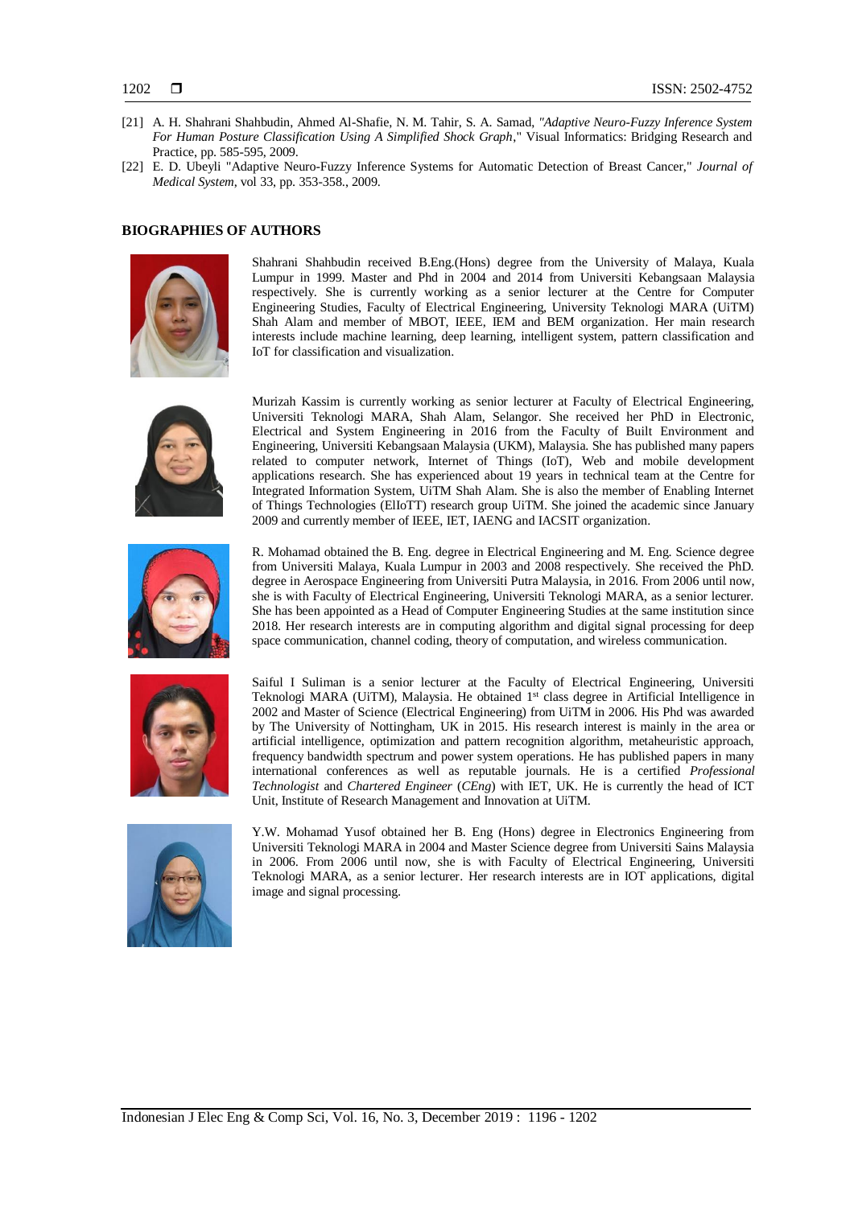[21] A. H. Shahrani Shahbudin, Ahmed Al-Shafie, N. M. Tahir, S. A. Samad, *"Adaptive Neuro-Fuzzy Inference System For Human Posture Classification Using A Simplified Shock Graph*," Visual Informatics: Bridging Research and Practice, pp. 585-595, 2009.

[22] E. D. Ubeyli "Adaptive Neuro-Fuzzy Inference Systems for Automatic Detection of Breast Cancer," *Journal of Medical System*, vol 33, pp. 353-358., 2009.

**BIOGRAPHIES OF AUTHORS**

Shahrani Shahbudin received B.Eng.(Hons) degree from the University of Malaya, Kuala Lumpur in 1999. Master and Phd in 2004 and 2014 from Universiti Kebangsaan Malaysia respectively. She is currently working as a senior lecturer at the Centre for Computer Engineering Studies, Faculty of Electrical Engineering, University Teknologi MARA (UiTM) Shah Alam and member of MBOT, IEEE, IEM and BEM organization. Her main research interests include machine learning, deep learning, intelligent system, pattern classification and IoT for classification and visualization.

Murizah Kassim is currently working as senior lecturer at Faculty of Electrical Engineering, Universiti Teknologi MARA, Shah Alam, Selangor. She received her PhD in Electronic, Electrical and System Engineering in 2016 from the Faculty of Built Environment and Engineering, Universiti Kebangsaan Malaysia (UKM), Malaysia. She has published many papers related to computer network, Internet of Things (IoT), Web and mobile development applications research. She has experienced about 19 years in technical team at the Centre for Integrated Information System, UiTM Shah Alam. She is also the member of Enabling Internet of Things Technologies (EIIoTT) research group UiTM. She joined the academic since January 2009 and currently member of IEEE, IET, IAENG and IACSIT organization.

R. Mohamad obtained the B. Eng. degree in Electrical Engineering and M. Eng. Science degree from Universiti Malaya, Kuala Lumpur in 2003 and 2008 respectively. She received the PhD. degree in Aerospace Engineering from Universiti Putra Malaysia, in 2016. From 2006 until now, she is with Faculty of Electrical Engineering, Universiti Teknologi MARA, as a senior lecturer. She has been appointed as a Head of Computer Engineering Studies at the same institution since 2018. Her research interests are in computing algorithm and digital signal processing for deep space communication, channel coding, theory of computation, and wireless communication.

Saiful I Suliman is a senior lecturer at the Faculty of Electrical Engineering, Universiti Teknologi MARA (UiTM), Malaysia. He obtained 1st class degree in Artificial Intelligence in 2002 and Master of Science (Electrical Engineering) from UiTM in 2006. His Phd was awarded by The University of Nottingham, UK in 2015. His research interest is mainly in the area or artificial intelligence, optimization and pattern recognition algorithm, metaheuristic approach, frequency bandwidth spectrum and power system operations. He has published papers in many international conferences as well as reputable journals. He is a certified *Professional Technologist* and *Chartered Engineer* (*CEng*) with IET, UK. He is currently the head of ICT Unit, Institute of Research Management and Innovation at UiTM.

Y.W. Mohamad Yusof obtained her B. Eng (Hons) degree in Electronics Engineering from Universiti Teknologi MARA in 2004 and Master Science degree from Universiti Sains Malaysia in 2006. From 2006 until now, she is with Faculty of Electrical Engineering, Universiti Teknologi MARA, as a senior lecturer. Her research interests are in IOT applications, digital image and signal processing.